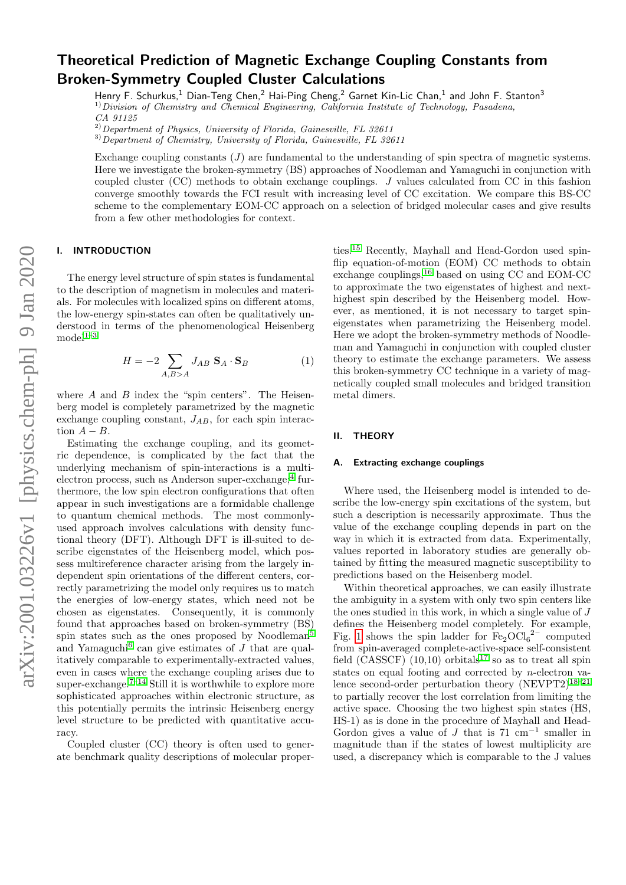# Theoretical Prediction of Magnetic Exchange Coupling Constants from Broken-Symmetry Coupled Cluster Calculations

Henry F. Schurkus,[1] Dian-Teng Chen,[2] Hai-Ping Cheng,[2] Garnet Kin-Lic Chan,[1] and John F. Stanton[3]

[1] *Division of Chemistry and Chemical Engineering, California Institute of Technology, Pasadena, CA 91125*

[2] *Department of Physics, University of Florida, Gainesville, FL 32611*

[3] *Department of Chemistry, University of Florida, Gainesville, FL 32611*

Exchange coupling constants ($J$) are fundamental to the understanding of spin spectra of magnetic systems. Here we investigate the broken-symmetry (BS) approaches of Noodleman and Yamaguchi in conjunction with coupled cluster (CC) methods to obtain exchange couplings. $J$ values calculated from CC in this fashion converge smoothly towards the FCI result with increasing level of CC excitation. We compare this BS-CC scheme to the complementary EOM-CC approach on a selection of bridged molecular cases and give results from a few other methodologies for context.

## I. INTRODUCTION

The energy level structure of spin states is fundamental to the description of magnetism in molecules and materials. For molecules with localized spins on different atoms, the low-energy spin-states can often be qualitatively understood in terms of the phenomenological Heisenberg model[1–3]

$$H = -2 \sum_{A,B>A} J_{AB}\, \mathbf{S}_A \cdot \mathbf{S}_B \tag{1}$$

where $A$ and $B$ index the "spin centers". The Heisenberg model is completely parametrized by the magnetic exchange coupling constant, $J_{AB}$, for each spin interaction $A - B$.

Estimating the exchange coupling, and its geometric dependence, is complicated by the fact that the underlying mechanism of spin-interactions is a multi-electron process, such as Anderson super-exchange;[4] furthermore, the low spin electron configurations that often appear in such investigations are a formidable challenge to quantum chemical methods. The most commonly-used approach involves calculations with density functional theory (DFT). Although DFT is ill-suited to describe eigenstates of the Heisenberg model, which possess multireference character arising from the largely independent spin orientations of the different centers, correctly parametrizing the model only requires us to match the energies of low-energy states, which need not be chosen as eigenstates. Consequently, it is commonly found that approaches based on broken-symmetry (BS) spin states such as the ones proposed by Noodleman[5] and Yamaguchi[6] can give estimates of $J$ that are qualitatively comparable to experimentally-extracted values, even in cases where the exchange coupling arises due to super-exchange.[7–14] Still it is worthwhile to explore more sophisticated approaches within electronic structure, as this potentially permits the intrinsic Heisenberg energy level structure to be predicted with quantitative accuracy.

Coupled cluster (CC) theory is often used to generate benchmark quality descriptions of molecular properties.[15] Recently, Mayhall and Head-Gordon used spin-flip equation-of-motion (EOM) CC methods to obtain exchange couplings,[16] based on using CC and EOM-CC to approximate the two eigenstates of highest and next-highest spin described by the Heisenberg model. However, as mentioned, it is not necessary to target spin-eigenstates when parametrizing the Heisenberg model. Here we adopt the broken-symmetry methods of Noodleman and Yamaguchi in conjunction with coupled cluster theory to estimate the exchange parameters. We assess this broken-symmetry CC technique in a variety of magnetically coupled small molecules and bridged transition metal dimers.

## II. THEORY

### A. Extracting exchange couplings

Where used, the Heisenberg model is intended to describe the low-energy spin excitations of the system, but such a description is necessarily approximate. Thus the value of the exchange coupling depends in part on the way in which it is extracted from data. Experimentally, values reported in laboratory studies are generally obtained by fitting the measured magnetic susceptibility to predictions based on the Heisenberg model.

Within theoretical approaches, we can easily illustrate the ambiguity in a system with only two spin centers like the ones studied in this work, in which a single value of $J$ defines the Heisenberg model completely. For example, Fig. 1 shows the spin ladder for $Fe_2OCl_6{}^{2-}$ computed from spin-averaged complete-active-space self-consistent field (CASSCF) (10,10) orbitals[17] so as to treat all spin states on equal footing and corrected by $n$-electron valence second-order perturbation theory (NEVPT2)[18–21] to partially recover the lost correlation from limiting the active space. Choosing the two highest spin states (HS, HS-1) as is done in the procedure of Mayhall and Head-Gordon gives a value of $J$ that is 71 cm$^{-1}$ smaller in magnitude than if the states of lowest multiplicity are used, a discrepancy which is comparable to the J values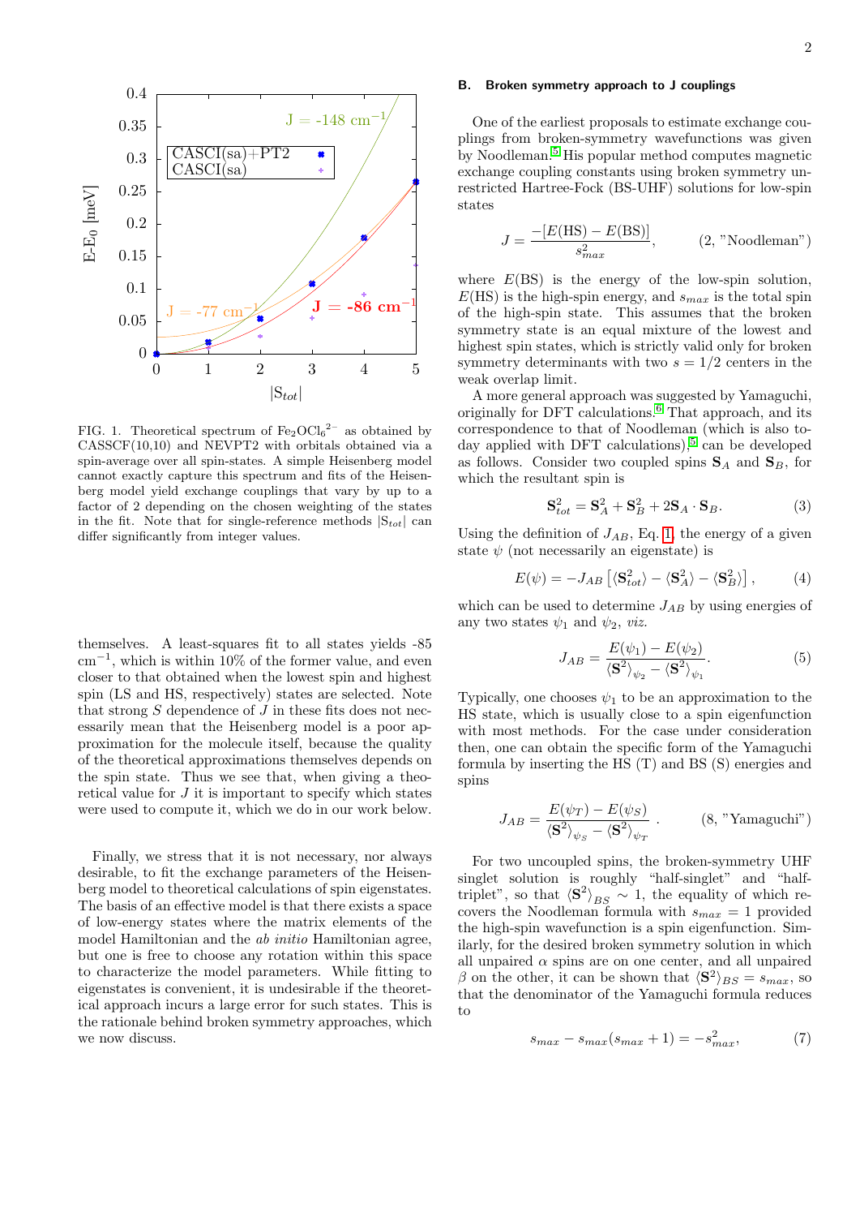FIG. 1. Theoretical spectrum of $Fe_2OCl_6{}^{2-}$ as obtained by CASSCF(10,10) and NEVPT2 with orbitals obtained via a spin-average over all spin-states. A simple Heisenberg model cannot exactly capture this spectrum and fits of the Heisenberg model yield exchange couplings that vary by up to a factor of 2 depending on the chosen weighting of the states in the fit. Note that for single-reference methods $|S_{tot}|$ can differ significantly from integer values.

themselves. A least-squares fit to all states yields -85 cm$^{-1}$, which is within 10% of the former value, and even closer to that obtained when the lowest spin and highest spin (LS and HS, respectively) states are selected. Note that strong $S$ dependence of $J$ in these fits does not necessarily mean that the Heisenberg model is a poor approximation for the molecule itself, because the quality of the theoretical approximations themselves depends on the spin state. Thus we see that, when giving a theoretical value for $J$ it is important to specify which states were used to compute it, which we do in our work below.

Finally, we stress that it is not necessary, nor always desirable, to fit the exchange parameters of the Heisenberg model to theoretical calculations of spin eigenstates. The basis of an effective model is that there exists a space of low-energy states where the matrix elements of the model Hamiltonian and the *ab initio* Hamiltonian agree, but one is free to choose any rotation within this space to characterize the model parameters. While fitting to eigenstates is convenient, it is undesirable if the theoretical approach incurs a large error for such states. This is the rationale behind broken symmetry approaches, which we now discuss.

### B. Broken symmetry approach to J couplings

One of the earliest proposals to estimate exchange couplings from broken-symmetry wavefunctions was given by Noodleman.[5] His popular method computes magnetic exchange coupling constants using broken symmetry unrestricted Hartree-Fock (BS-UHF) solutions for low-spin states

$$J = \frac{-[E(\mathrm{HS}) - E(\mathrm{BS})]}{s_{max}^2}, \qquad (2, \text{"Noodleman"})$$

where $E(\mathrm{BS})$ is the energy of the low-spin solution, $E(\mathrm{HS})$ is the high-spin energy, and $s_{max}$ is the total spin of the high-spin state. This assumes that the broken symmetry state is an equal mixture of the lowest and highest spin states, which is strictly valid only for broken symmetry determinants with two $s = 1/2$ centers in the weak overlap limit.

A more general approach was suggested by Yamaguchi, originally for DFT calculations.[6] That approach, and its correspondence to that of Noodleman (which is also today applied with DFT calculations),[5] can be developed as follows. Consider two coupled spins $\mathbf{S}_A$ and $\mathbf{S}_B$, for which the resultant spin is

$$\mathbf{S}_{tot}^2 = \mathbf{S}_A^2 + \mathbf{S}_B^2 + 2\mathbf{S}_A \cdot \mathbf{S}_B. \qquad (3)$$

Using the definition of $J_{AB}$, Eq. 1, the energy of a given state $\psi$ (not necessarily an eigenstate) is

$$E(\psi) = -J_{AB}\left[\langle \mathbf{S}_{tot}^2 \rangle - \langle \mathbf{S}_A^2 \rangle - \langle \mathbf{S}_B^2 \rangle\right], \qquad (4)$$

which can be used to determine $J_{AB}$ by using energies of any two states $\psi_1$ and $\psi_2$, *viz.*

$$J_{AB} = \frac{E(\psi_1) - E(\psi_2)}{\langle \mathbf{S}^2 \rangle_{\psi_2} - \langle \mathbf{S}^2 \rangle_{\psi_1}}. \qquad (5)$$

Typically, one chooses $\psi_1$ to be an approximation to the HS state, which is usually close to a spin eigenfunction with most methods. For the case under consideration then, one can obtain the specific form of the Yamaguchi formula by inserting the HS (T) and BS (S) energies and spins

$$J_{AB} = \frac{E(\psi_T) - E(\psi_S)}{\langle \mathbf{S}^2 \rangle_{\psi_S} - \langle \mathbf{S}^2 \rangle_{\psi_T}}. \qquad (8, \text{"Yamaguchi"})$$

For two uncoupled spins, the broken-symmetry UHF singlet solution is roughly "half-singlet" and "half-triplet", so that $\langle \mathbf{S}^2 \rangle_{BS} \sim 1$, the equality of which recovers the Noodleman formula with $s_{max} = 1$ provided the high-spin wavefunction is a spin eigenfunction. Similarly, for the desired broken symmetry solution in which all unpaired $\alpha$ spins are on one center, and all unpaired $\beta$ on the other, it can be shown that $\langle \mathbf{S}^2 \rangle_{BS} = s_{max}$, so that the denominator of the Yamaguchi formula reduces to

$$s_{max} - s_{max}(s_{max} + 1) = -s_{max}^2, \qquad (7)$$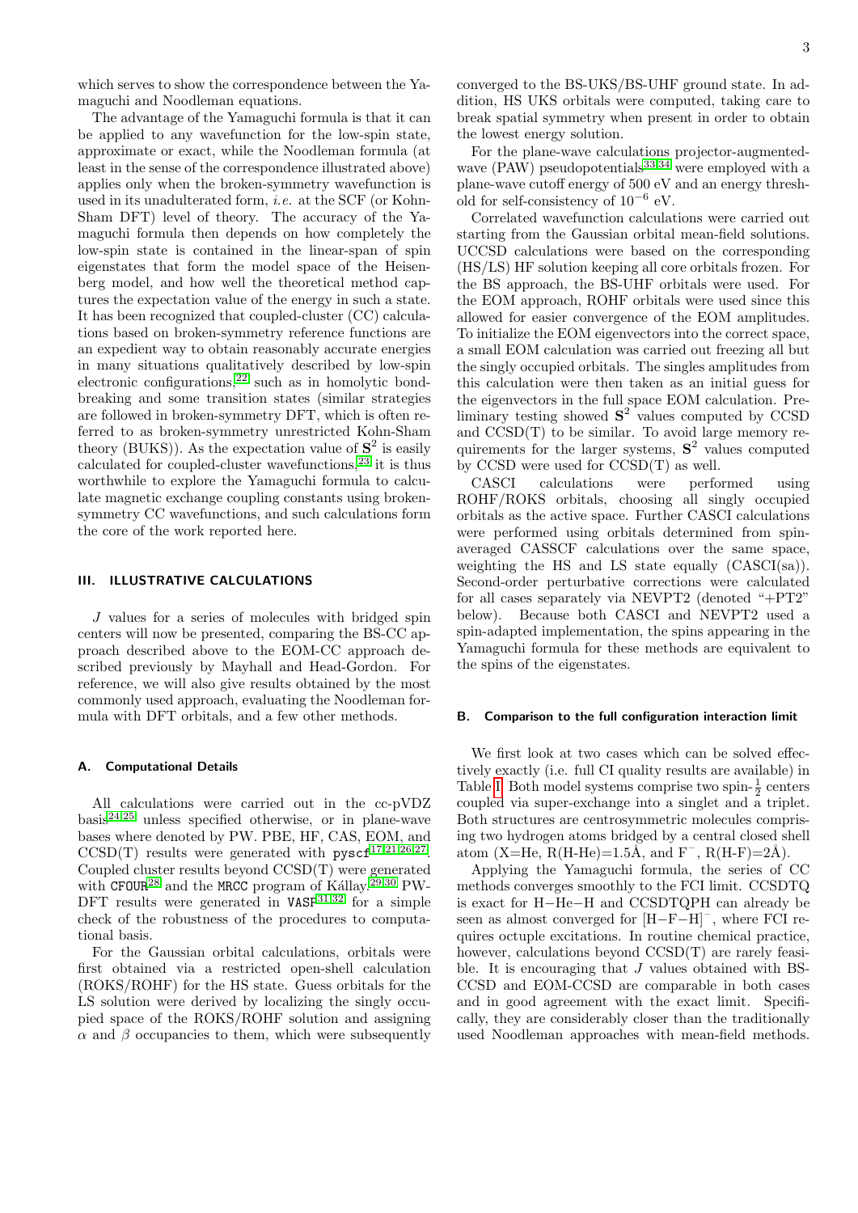which serves to show the correspondence between the Yamaguchi and Noodleman equations.

The advantage of the Yamaguchi formula is that it can be applied to any wavefunction for the low-spin state, approximate or exact, while the Noodleman formula (at least in the sense of the correspondence illustrated above) applies only when the broken-symmetry wavefunction is used in its unadulterated form, *i.e.* at the SCF (or Kohn-Sham DFT) level of theory. The accuracy of the Yamaguchi formula then depends on how completely the low-spin state is contained in the linear-span of spin eigenstates that form the model space of the Heisenberg model, and how well the theoretical method captures the expectation value of the energy in such a state. It has been recognized that coupled-cluster (CC) calculations based on broken-symmetry reference functions are an expedient way to obtain reasonably accurate energies in many situations qualitatively described by low-spin electronic configurations,[22] such as in homolytic bond-breaking and some transition states (similar strategies are followed in broken-symmetry DFT, which is often referred to as broken-symmetry unrestricted Kohn-Sham theory (BUKS)). As the expectation value of $\mathbf{S}^2$ is easily calculated for coupled-cluster wavefunctions,[23] it is thus worthwhile to explore the Yamaguchi formula to calculate magnetic exchange coupling constants using broken-symmetry CC wavefunctions, and such calculations form the core of the work reported here.

## III. ILLUSTRATIVE CALCULATIONS

$J$ values for a series of molecules with bridged spin centers will now be presented, comparing the BS-CC approach described above to the EOM-CC approach described previously by Mayhall and Head-Gordon. For reference, we will also give results obtained by the most commonly used approach, evaluating the Noodleman formula with DFT orbitals, and a few other methods.

### A. Computational Details

All calculations were carried out in the cc-pVDZ basis[24,25] unless specified otherwise, or in plane-wave bases where denoted by PW. PBE, HF, CAS, EOM, and CCSD(T) results were generated with `pyscf`[17,21,26,27]. Coupled cluster results beyond CCSD(T) were generated with `CFOUR`[28] and the `MRCC` program of Kállay.[29,30] PW-DFT results were generated in `VASP`[31,32] for a simple check of the robustness of the procedures to computational basis.

For the Gaussian orbital calculations, orbitals were first obtained via a restricted open-shell calculation (ROKS/ROHF) for the HS state. Guess orbitals for the LS solution were derived by localizing the singly occupied space of the ROKS/ROHF solution and assigning $\alpha$ and $\beta$ occupancies to them, which were subsequently converged to the BS-UKS/BS-UHF ground state. In addition, HS UKS orbitals were computed, taking care to break spatial symmetry when present in order to obtain the lowest energy solution.

For the plane-wave calculations projector-augmented-wave (PAW) pseudopotentials[33,34] were employed with a plane-wave cutoff energy of 500 eV and an energy threshold for self-consistency of $10^{-6}$ eV.

Correlated wavefunction calculations were carried out starting from the Gaussian orbital mean-field solutions. UCCSD calculations were based on the corresponding (HS/LS) HF solution keeping all core orbitals frozen. For the BS approach, the BS-UHF orbitals were used. For the EOM approach, ROHF orbitals were used since this allowed for easier convergence of the EOM amplitudes. To initialize the EOM eigenvectors into the correct space, a small EOM calculation was carried out freezing all but the singly occupied orbitals. The singles amplitudes from this calculation were then taken as an initial guess for the eigenvectors in the full space EOM calculation. Preliminary testing showed $\mathbf{S}^2$ values computed by CCSD and CCSD(T) to be similar. To avoid large memory requirements for the larger systems, $\mathbf{S}^2$ values computed by CCSD were used for CCSD(T) as well.

CASCI calculations were performed using ROHF/ROKS orbitals, choosing all singly occupied orbitals as the active space. Further CASCI calculations were performed using orbitals determined from spin-averaged CASSCF calculations over the same space, weighting the HS and LS state equally (CASCI(sa)). Second-order perturbative corrections were calculated for all cases separately via NEVPT2 (denoted "+PT2" below). Because both CASCI and NEVPT2 used a spin-adapted implementation, the spins appearing in the Yamaguchi formula for these methods are equivalent to the spins of the eigenstates.

### B. Comparison to the full configuration interaction limit

We first look at two cases which can be solved effectively exactly (i.e. full CI quality results are available) in Table I. Both model systems comprise two spin-$\frac{1}{2}$ centers coupled via super-exchange into a singlet and a triplet. Both structures are centrosymmetric molecules comprising two hydrogen atoms bridged by a central closed shell atom (X=He, R(H-He)=1.5Å, and $F^-$, R(H-F)=2Å).

Applying the Yamaguchi formula, the series of CC methods converges smoothly to the FCI limit. CCSDTQ is exact for H−He−H and CCSDTQPH can already be seen as almost converged for $[\mathrm{H{-}F{-}H}]^-$, where FCI requires octuple excitations. In routine chemical practice, however, calculations beyond CCSD(T) are rarely feasible. It is encouraging that $J$ values obtained with BS-CCSD and EOM-CCSD are comparable in both cases and in good agreement with the exact limit. Specifically, they are considerably closer than the traditionally used Noodleman approaches with mean-field methods.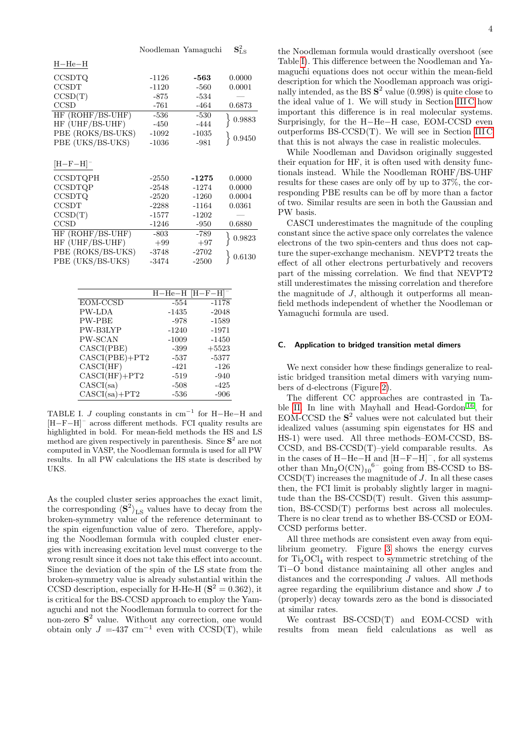| | Noodleman | Yamaguchi | $\mathbf{S}^2_{\mathrm{LS}}$ |
|---|---|---|---|
| H−He−H | | | |
| CCSDTQ | -1126 | **-563** | 0.0000 |
| CCSDT | -1120 | -560 | 0.0001 |
| CCSD(T) | -875 | -534 | — |
| CCSD | -761 | -464 | 0.6873 |
| HF (ROHF/BS-UHF) | -536 | -530 | 0.9883 |
| HF (UHF/BS-UHF) | -450 | -444 | 0.9883 |
| PBE (ROKS/BS-UKS) | -1092 | -1035 | 0.9450 |
| PBE (UKS/BS-UKS) | -1036 | -981 | 0.9450 |
| $[\mathrm{H{-}F{-}H}]^-$ | | | |
| CCSDTQPH | -2550 | **-1275** | 0.0000 |
| CCSDTQP | -2548 | -1274 | 0.0000 |
| CCSDTQ | -2520 | -1260 | 0.0004 |
| CCSDT | -2288 | -1164 | 0.0361 |
| CCSD(T) | -1577 | -1202 | — |
| CCSD | -1246 | -950 | 0.6880 |
| HF (ROHF/BS-UHF) | -803 | -789 | 0.9823 |
| HF (UHF/BS-UHF) | +99 | +97 | 0.9823 |
| PBE (ROKS/BS-UKS) | -3748 | -2702 | 0.6130 |
| PBE (UKS/BS-UKS) | -3474 | -2500 | 0.6130 |

| | H−He−H | $[\mathrm{H{-}F{-}H}]^-$ |
|---|---|---|
| EOM-CCSD | -554 | -1178 |
| PW-LDA | -1435 | -2048 |
| PW-PBE | -978 | -1589 |
| PW-B3LYP | -1240 | -1971 |
| PW-SCAN | -1009 | -1450 |
| CASCI(PBE) | -399 | +5523 |
| CASCI(PBE)+PT2 | -537 | -5377 |
| CASCI(HF) | -421 | -126 |
| CASCI(HF)+PT2 | -519 | -940 |
| CASCI(sa) | -508 | -425 |
| CASCI(sa)+PT2 | -536 | -906 |

TABLE I. $J$ coupling constants in cm$^{-1}$ for H−He−H and $[\mathrm{H{-}F{-}H}]^-$ across different methods. FCI quality results are highlighted in bold. For mean-field methods the HS and LS method are given respectively in parenthesis. Since $\mathbf{S}^2$ are not computed in VASP, the Noodleman formula is used for all PW results. In all PW calculations the HS state is described by UKS.

As the coupled cluster series approaches the exact limit, the corresponding $\langle \mathbf{S}^2 \rangle_{\mathrm{LS}}$ values have to decay from the broken-symmetry value of the reference determinant to the spin eigenfunction value of zero. Therefore, applying the Noodleman formula with coupled cluster energies with increasing excitation level must converge to the wrong result since it does not take this effect into account. Since the deviation of the spin of the LS state from the broken-symmetry value is already substantial within the CCSD description, especially for H-He-H ($\mathbf{S}^2 = 0.362$), it is critical for the BS-CCSD approach to employ the Yamaguchi and not the Noodleman formula to correct for the non-zero $\mathbf{S}^2$ value. Without any correction, one would obtain only $J$ =-437 cm$^{-1}$ even with CCSD(T), while the Noodleman formula would drastically overshoot (see Table I). This difference between the Noodleman and Yamaguchi equations does not occur within the mean-field description for which the Noodleman approach was originally intended, as the BS $\mathbf{S}^2$ value (0.998) is quite close to the ideal value of 1. We will study in Section III C how important this difference is in real molecular systems. Surprisingly, for the H−He−H case, EOM-CCSD even outperforms BS-CCSD(T). We will see in Section III C that this is not always the case in realistic molecules.

While Noodleman and Davidson originally suggested their equation for HF, it is often used with density functionals instead. While the Noodleman ROHF/BS-UHF results for these cases are only off by up to 37%, the corresponding PBE results can be off by more than a factor of two. Similar results are seen in both the Gaussian and PW basis.

CASCI underestimates the magnitude of the coupling constant since the active space only correlates the valence electrons of the two spin-centers and thus does not capture the super-exchange mechanism. NEVPT2 treats the effect of all other electrons perturbatively and recovers part of the missing correlation. We find that NEVPT2 still underestimates the missing correlation and therefore the magnitude of $J$, although it outperforms all mean-field methods independent of whether the Noodleman or Yamaguchi formula are used.

### C. Application to bridged transition metal dimers

We next consider how these findings generalize to realistic bridged transition metal dimers with varying numbers of d-electrons (Figure 2).

The different CC approaches are contrasted in Table II. In line with Mayhall and Head-Gordon[16], for EOM-CCSD the $\mathbf{S}^2$ values were not calculated but their idealized values (assuming spin eigenstates for HS and HS-1) were used. All three methods–EOM-CCSD, BS-CCSD, and BS-CCSD(T)–yield comparable results. As in the cases of H−He−H and $[\mathrm{H{-}F{-}H}]^-$, for all systems other than $\mathrm{Mn_2O(CN)_{10}}^{6-}$ going from BS-CCSD to BS-CCSD(T) increases the magnitude of $J$. In all these cases then, the FCI limit is probably slightly larger in magnitude than the BS-CCSD(T) result. Given this assumption, BS-CCSD(T) performs best across all molecules. There is no clear trend as to whether BS-CCSD or EOM-CCSD performs better.

All three methods are consistent even away from equilibrium geometry. Figure 3 shows the energy curves for $\mathrm{Ti_2OCl_4}$ with respect to symmetric stretching of the Ti−O bond distance maintaining all other angles and distances and the corresponding $J$ values. All methods agree regarding the equilibrium distance and show $J$ to (properly) decay towards zero as the bond is dissociated at similar rates.

We contrast BS-CCSD(T) and EOM-CCSD with results from mean field calculations as well as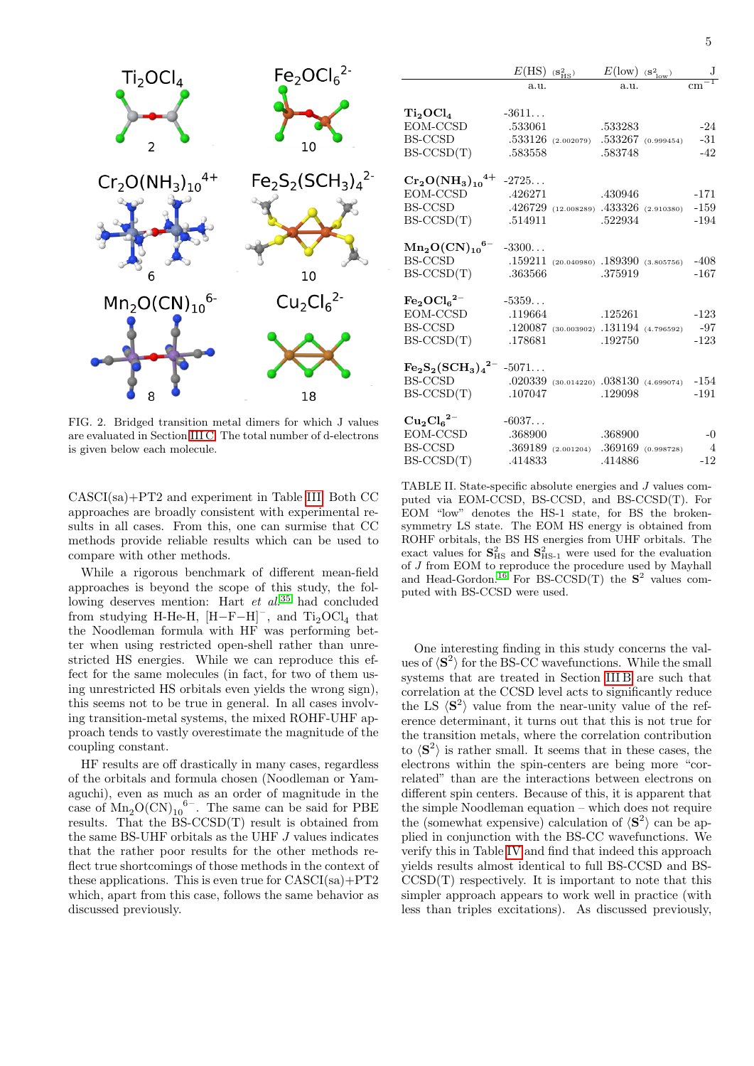FIG. 2. Bridged transition metal dimers for which J values are evaluated in Section III C. The total number of d-electrons is given below each molecule.

CASCI(sa)+PT2 and experiment in Table III. Both CC approaches are broadly consistent with experimental results in all cases. From this, one can surmise that CC methods provide reliable results which can be used to compare with other methods.

While a rigorous benchmark of different mean-field approaches is beyond the scope of this study, the following deserves mention: Hart *et al.*[35] had concluded from studying H-He-H, $[\mathrm{H{-}F{-}H}]^-$, and $Ti_2OCl_4$ that the Noodleman formula with HF was performing better when using restricted open-shell rather than unrestricted HS energies. While we can reproduce this effect for the same molecules (in fact, for two of them using unrestricted HS orbitals even yields the wrong sign), this seems not to be true in general. In all cases involving transition-metal systems, the mixed ROHF-UHF approach tends to vastly overestimate the magnitude of the coupling constant.

HF results are off drastically in many cases, regardless of the orbitals and formula chosen (Noodleman or Yamaguchi), even as much as an order of magnitude in the case of $Mn_2O(CN)_{10}{}^{6-}$. The same can be said for PBE results. That the BS-CCSD(T) result is obtained from the same BS-UHF orbitals as the UHF $J$ values indicates that the rather poor results for the other methods reflect true shortcomings of those methods in the context of these applications. This is even true for CASCI(sa)+PT2 which, apart from this case, follows the same behavior as discussed previously.

| | $E$(HS) | ($s^2_{\mathrm{HS}}$) | $E$(low) | ($s^2_{\mathrm{low}}$) | J |
|---|---|---|---|---|---|
| | a.u. | | a.u. | | cm$^{-1}$ |
| **$Ti_2OCl_4$** | -3611... | | | | |
| EOM-CCSD | .533061 | | .533283 | | -24 |
| BS-CCSD | .533126 | (2.002079) | .533267 | (0.999454) | -31 |
| BS-CCSD(T) | .583558 | | .583748 | | -42 |
| **$Cr_2O(NH_3)_{10}{}^{4+}$** | -2725... | | | | |
| EOM-CCSD | .426271 | | .430946 | | -171 |
| BS-CCSD | .426729 | (12.008289) | .433326 | (2.910380) | -159 |
| BS-CCSD(T) | .514911 | | .522934 | | -194 |
| **$Mn_2O(CN)_{10}{}^{6-}$** | -3300... | | | | |
| BS-CCSD | .159211 | (20.040980) | .189390 | (3.805756) | -408 |
| BS-CCSD(T) | .363566 | | .375919 | | -167 |
| **$Fe_2OCl_6{}^{2-}$** | -5359... | | | | |
| EOM-CCSD | .119664 | | .125261 | | -123 |
| BS-CCSD | .120087 | (30.003902) | .131194 | (4.796592) | -97 |
| BS-CCSD(T) | .178681 | | .192750 | | -123 |
| **$Fe_2S_2(SCH_3)_4{}^{2-}$** | -5071... | | | | |
| BS-CCSD | .020339 | (30.014220) | .038130 | (4.699074) | -154 |
| BS-CCSD(T) | .107047 | | .129098 | | -191 |
| **$Cu_2Cl_6{}^{2-}$** | -6037... | | | | |
| EOM-CCSD | .368900 | | .368900 | | -0 |
| BS-CCSD | .369189 | (2.001204) | .369169 | (0.998728) | 4 |
| BS-CCSD(T) | .414833 | | .414886 | | -12 |

TABLE II. State-specific absolute energies and $J$ values computed via EOM-CCSD, BS-CCSD, and BS-CCSD(T). For EOM "low" denotes the HS-1 state, for BS the broken-symmetry LS state. The EOM HS energy is obtained from ROHF orbitals, the BS HS energies from UHF orbitals. The exact values for $\mathbf{S}^2_{\mathrm{HS}}$ and $\mathbf{S}^2_{\mathrm{HS\text{-}1}}$ were used for the evaluation of $J$ from EOM to reproduce the procedure used by Mayhall and Head-Gordon.[16] For BS-CCSD(T) the $\mathbf{S}^2$ values computed with BS-CCSD were used.

One interesting finding in this study concerns the values of $\langle \mathbf{S}^2 \rangle$ for the BS-CC wavefunctions. While the small systems that are treated in Section III B are such that correlation at the CCSD level acts to significantly reduce the LS $\langle \mathbf{S}^2 \rangle$ value from the near-unity value of the reference determinant, it turns out that this is not true for the transition metals, where the correlation contribution to $\langle \mathbf{S}^2 \rangle$ is rather small. It seems that in these cases, the electrons within the spin-centers are being more "correlated" than are the interactions between electrons on different spin centers. Because of this, it is apparent that the simple Noodleman equation – which does not require the (somewhat expensive) calculation of $\langle \mathbf{S}^2 \rangle$ can be applied in conjunction with the BS-CC wavefunctions. We verify this in Table IV and find that indeed this approach yields results almost identical to full BS-CCSD and BS-CCSD(T) respectively. It is important to note that this simpler approach appears to work well in practice (with less than triples excitations). As discussed previously,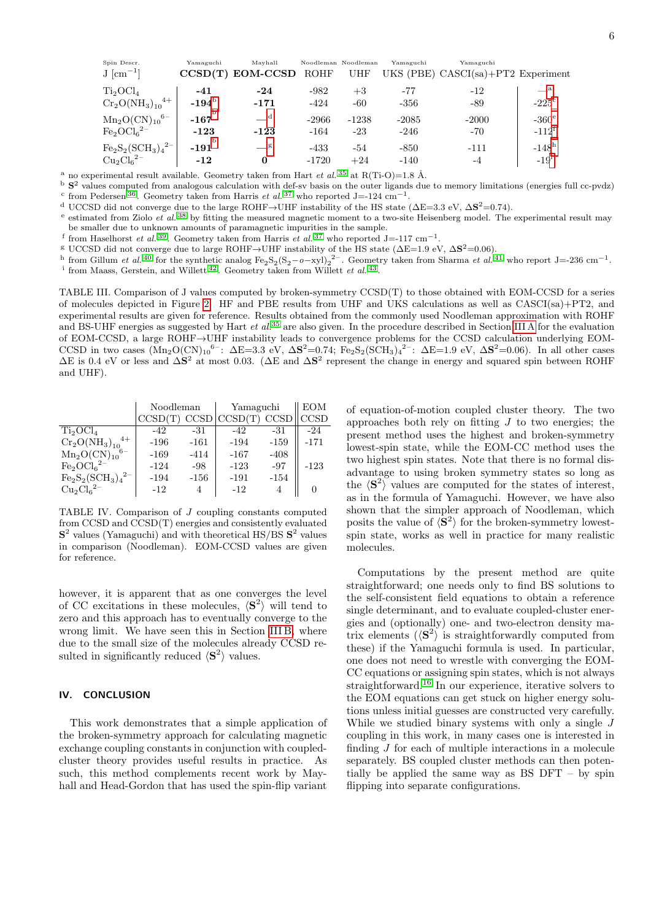| Spin Descr. J [$cm^{-1}$] | Yamaguchi **CCSD(T)** | Mayhall **EOM-CCSD** | Noodleman ROHF | Noodleman UHF | Yamaguchi UKS (PBE) | Yamaguchi CASCI(sa)+PT2 | Experiment |
|---|---|---|---|---|---|---|---|
| $Ti_2OCl_4$ | **-41** | **-24** | -982 | +3 | -77 | -12 | —[a] |
| ${Cr_2O(NH_3)_{10}}^{4+}$ | **-194**[b] | **-171** | -424 | -60 | -356 | -89 | -225[c] |
| ${Mn_2O(CN)_{10}}^{6-}$ | **-167**[b] | —[d] | -2966 | -1238 | -2085 | -2000 | -360[e] |
| ${Fe_2OCl_6}^{2-}$ | **-123** | **-123** | -164 | -23 | -246 | -70 | -112[f] |
| ${Fe_2S_2(SCH_3)_4}^{2-}$ | **-191**[b] | —[g] | -433 | -54 | -850 | -111 | -148[h] |
| ${Cu_2Cl_6}^{2-}$ | **-12** | **0** | -1720 | +24 | -140 | -4 | -19[i] |

[a] no experimental result available. Geometry taken from Hart *et al.*[35] at R(Ti-O)=1.8 Å.
[b] $\mathbf{S}^2$ values computed from analogous calculation with def-sv basis on the outer ligands due to memory limitations (energies full cc-pvdz)
[c] from Pedersen[36]. Geometry taken from Harris *et al.*[37] who reported J=-124 $cm^{-1}$.
[d] UCCSD did not converge due to the large ROHF→UHF instability of the HS state ($\Delta$E=3.3 eV, $\Delta\mathbf{S}^2$=0.74).
[e] estimated from Ziolo *et al.*[38] by fitting the measured magnetic moment to a two-site Heisenberg model. The experimental result may be smaller due to unknown amounts of paramagnetic impurities in the sample.
[f] from Haselhorst *et al.*[39]. Geometry taken from Harris *et al.*[37] who reported J=-117 $cm^{-1}$.
[g] UCCSD did not converge due to large ROHF→UHF instability of the HS state ($\Delta$E=1.9 eV, $\Delta\mathbf{S}^2$=0.06).
[h] from Gillum *et al.*[40] for the synthetic analog ${Fe_2S_2(S_2-o-xyl)_2}^{2-}$. Geometry taken from Sharma *et al.*[41] who report J=-236 $cm^{-1}$.
[i] from Maass, Gerstein, and Willett[42]. Geometry taken from Willett *et al.*[43].

TABLE III. Comparison of J values computed by broken-symmetry CCSD(T) to those obtained with EOM-CCSD for a series of molecules depicted in Figure 2. HF and PBE results from UHF and UKS calculations as well as CASCI(sa)+PT2, and experimental results are given for reference. Results obtained from the commonly used Noodleman approximation with ROHF and BS-UHF energies as suggested by Hart *et al.*[35] are also given. In the procedure described in Section III A for the evaluation of EOM-CCSD, a large ROHF→UHF instability leads to convergence problems for the CCSD calculation underlying EOM-CCSD in two cases (${Mn_2O(CN)_{10}}^{6-}$: $\Delta$E=3.3 eV, $\Delta\mathbf{S}^2$=0.74; ${Fe_2S_2(SCH_3)_4}^{2-}$: $\Delta$E=1.9 eV, $\Delta\mathbf{S}^2$=0.06). In all other cases $\Delta$E is 0.4 eV or less and $\Delta\mathbf{S}^2$ at most 0.03. ($\Delta$E and $\Delta\mathbf{S}^2$ represent the change in energy and squared spin between ROHF and UHF).

| | Noodleman | | Yamaguchi | | EOM |
|---|---|---|---|---|---|
| | CCSD(T) | CCSD | CCSD(T) | CCSD | CCSD |
| $Ti_2OCl_4$ | -42 | -31 | -42 | -31 | -24 |
| ${Cr_2O(NH_3)_{10}}^{4+}$ | -196 | -161 | -194 | -159 | -171 |
| ${Mn_2O(CN)_{10}}^{6-}$ | -169 | -414 | -167 | -408 | |
| ${Fe_2OCl_6}^{2-}$ | -124 | -98 | -123 | -97 | -123 |
| ${Fe_2S_2(SCH_3)_4}^{2-}$ | -194 | -156 | -191 | -154 | |
| ${Cu_2Cl_6}^{2-}$ | -12 | 4 | -12 | 4 | 0 |

TABLE IV. Comparison of $J$ coupling constants computed from CCSD and CCSD(T) energies and consistently evaluated $\mathbf{S}^2$ values (Yamaguchi) and with theoretical HS/BS $\mathbf{S}^2$ values in comparison (Noodleman). EOM-CCSD values are given for reference.

however, it is apparent that as one converges the level of CC excitations in these molecules, $\langle\mathbf{S}^2\rangle$ will tend to zero and this approach has to eventually converge to the wrong limit. We have seen this in Section III B, where due to the small size of the molecules already CCSD resulted in significantly reduced $\langle\mathbf{S}^2\rangle$ values.

## IV. CONCLUSION

This work demonstrates that a simple application of the broken-symmetry approach for calculating magnetic exchange coupling constants in conjunction with coupled-cluster theory provides useful results in practice. As such, this method complements recent work by Mayhall and Head-Gordon that has used the spin-flip variant of equation-of-motion coupled cluster theory. The two approaches both rely on fitting $J$ to two energies; the present method uses the highest and broken-symmetry lowest-spin state, while the EOM-CC method uses the two highest spin states. Note that there is no formal disadvantage to using broken symmetry states so long as the $\langle\mathbf{S}^2\rangle$ values are computed for the states of interest, as in the formula of Yamaguchi. However, we have also shown that the simpler approach of Noodleman, which posits the value of $\langle\mathbf{S}^2\rangle$ for the broken-symmetry lowest-spin state, works as well in practice for many realistic molecules.

Computations by the present method are quite straightforward; one needs only to find BS solutions to the self-consistent field equations to obtain a reference single determinant, and to evaluate coupled-cluster energies and (optionally) one- and two-electron density matrix elements ($\langle\mathbf{S}^2\rangle$ is straightforwardly computed from these) if the Yamaguchi formula is used. In particular, one does not need to wrestle with converging the EOM-CC equations or assigning spin states, which is not always straightforward.[16] In our experience, iterative solvers to the EOM equations can get stuck on higher energy solutions unless initial guesses are constructed very carefully. While we studied binary systems with only a single $J$ coupling in this work, in many cases one is interested in finding $J$ for each of multiple interactions in a molecule separately. BS coupled cluster methods can then potentially be applied the same way as BS DFT – by spin flipping into separate configurations.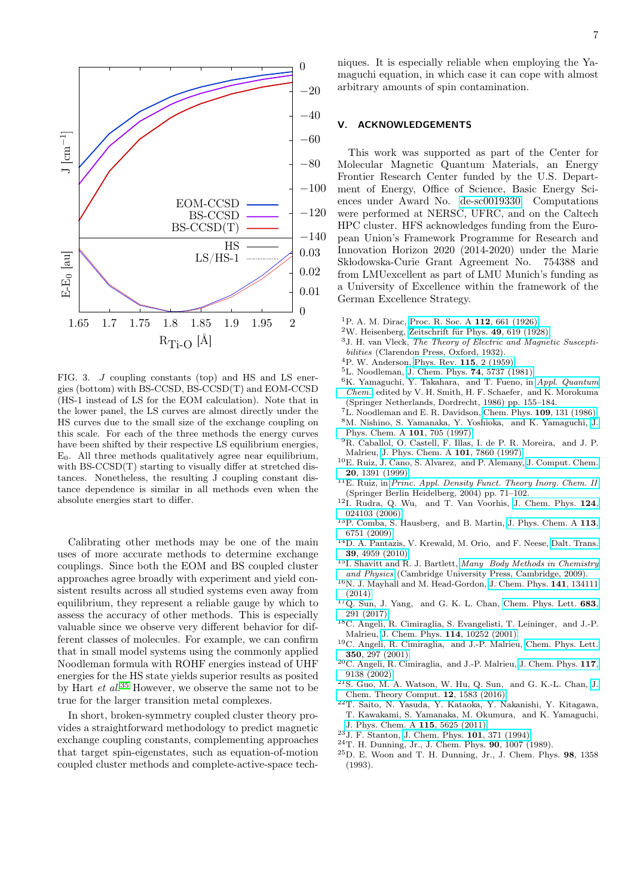FIG. 3. $J$ coupling constants (top) and HS and LS energies (bottom) with BS-CCSD, BS-CCSD(T) and EOM-CCSD (HS-1 instead of LS for the EOM calculation). Note that in the lower panel, the LS curves are almost directly under the HS curves due to the small size of the exchange coupling on this scale. For each of the three methods the energy curves have been shifted by their respective LS equilibrium energies, $E_0$. All three methods qualitatively agree near equilibrium, with BS-CCSD(T) starting to visually differ at stretched distances. Nonetheless, the resulting J coupling constant distance dependence is similar in all methods even when the absolute energies start to differ.

Calibrating other methods may be one of the main uses of more accurate methods to determine exchange couplings. Since both the EOM and BS coupled cluster approaches agree broadly with experiment and yield consistent results across all studied systems even away from equilibrium, they represent a reliable gauge by which to assess the accuracy of other methods. This is especially valuable since we observe very different behavior for different classes of molecules. For example, we can confirm that in small model systems using the commonly applied Noodleman formula with ROHF energies instead of UHF energies for the HS state yields superior results as posited by Hart *et al.*[35] However, we observe the same not to be true for the larger transition metal complexes.

In short, broken-symmetry coupled cluster theory provides a straightforward methodology to predict magnetic exchange coupling constants, complementing approaches that target spin-eigenstates, such as equation-of-motion coupled cluster methods and complete-active-space techniques. It is especially reliable when employing the Yamaguchi equation, in which case it can cope with almost arbitrary amounts of spin contamination.

## V. ACKNOWLEDGEMENTS

This work was supported as part of the Center for Molecular Magnetic Quantum Materials, an Energy Frontier Research Center funded by the U.S. Department of Energy, Office of Science, Basic Energy Sciences under Award No. de-sc0019330. Computations were performed at NERSC, UFRC, and on the Caltech HPC cluster. HFS acknowledges funding from the European Union's Framework Programme for Research and Innovation Horizon 2020 (2014-2020) under the Marie Skłodowska-Curie Grant Agreement No. 754388 and from LMUexcellent as part of LMU Munich's funding as a University of Excellence within the framework of the German Excellence Strategy.

[1] P. A. M. Dirac, Proc. R. Soc. A **112**, 661 (1926).
[2] W. Heisenberg, Zeitschrift für Phys. **49**, 619 (1928).
[3] J. H. van Vleck, *The Theory of Electric and Magnetic Susceptibilities* (Clarendon Press, Oxford, 1932).
[4] P. W. Anderson, Phys. Rev. **115**, 2 (1959).
[5] L. Noodleman, J. Chem. Phys. **74**, 5737 (1981).
[6] K. Yamaguchi, Y. Takahara, and T. Fueno, in *Appl. Quantum Chem.*, edited by V. H. Smith, H. F. Schaefer, and K. Morokuma (Springer Netherlands, Dordrecht, 1986) pp. 155–184.
[7] L. Noodleman and E. R. Davidson, Chem. Phys. **109**, 131 (1986).
[8] M. Nishino, S. Yamanaka, Y. Yoshioka, and K. Yamaguchi, J. Phys. Chem. A **101**, 705 (1997).
[9] R. Caballol, O. Castell, F. Illas, I. de P. R. Moreira, and J. P. Malrieu, J. Phys. Chem. A **101**, 7860 (1997).
[10] E. Ruiz, J. Cano, S. Alvarez, and P. Alemany, J. Comput. Chem. **20**, 1391 (1999).
[11] E. Ruiz, in *Princ. Appl. Density Funct. Theory Inorg. Chem. II* (Springer Berlin Heidelberg, 2004) pp. 71–102.
[12] I. Rudra, Q. Wu, and T. Van Voorhis, J. Chem. Phys. **124**, 024103 (2006).
[13] P. Comba, S. Hausberg, and B. Martin, J. Phys. Chem. A **113**, 6751 (2009).
[14] D. A. Pantazis, V. Krewald, M. Orio, and F. Neese, Dalt. Trans. **39**, 4959 (2010).
[15] I. Shavitt and R. J. Bartlett, *Many Body Methods in Chemistry and Physics* (Cambridge University Press, Cambridge, 2009).
[16] N. J. Mayhall and M. Head-Gordon, J. Chem. Phys. **141**, 134111 (2014).
[17] Q. Sun, J. Yang, and G. K. L. Chan, Chem. Phys. Lett. **683**, 291 (2017).
[18] C. Angeli, R. Cimiraglia, S. Evangelisti, T. Leininger, and J.-P. Malrieu, J. Chem. Phys. **114**, 10252 (2001).
[19] C. Angeli, R. Cimiraglia, and J.-P. Malrieu, Chem. Phys. Lett. **350**, 297 (2001).
[20] C. Angeli, R. Cimiraglia, and J.-P. Malrieu, J. Chem. Phys. **117**, 9138 (2002).
[21] S. Guo, M. A. Watson, W. Hu, Q. Sun, and G. K.-L. Chan, J. Chem. Theory Comput. **12**, 1583 (2016).
[22] T. Saito, N. Yasuda, Y. Kataoka, Y. Nakanishi, Y. Kitagawa, T. Kawakami, S. Yamanaka, M. Okumura, and K. Yamaguchi, J. Phys. Chem. A **115**, 5625 (2011).
[23] J. F. Stanton, J. Chem. Phys. **101**, 371 (1994).
[24] T. H. Dunning, Jr., J. Chem. Phys. **90**, 1007 (1989).
[25] D. E. Woon and T. H. Dunning, Jr., J. Chem. Phys. **98**, 1358 (1993).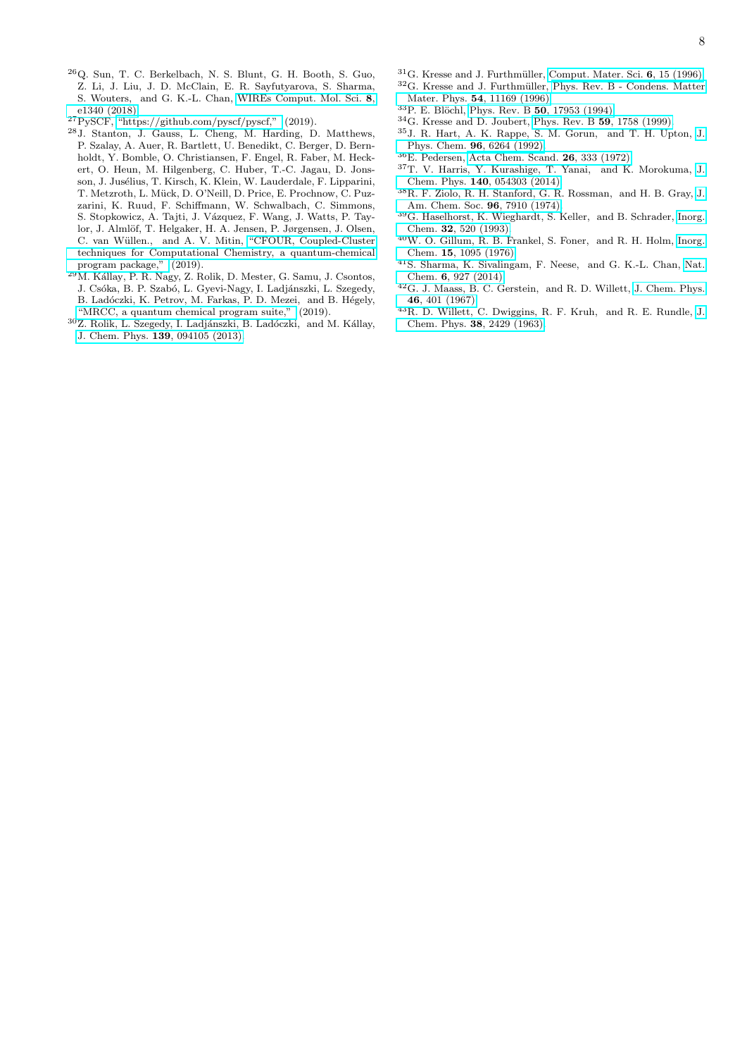[26] Q. Sun, T. C. Berkelbach, N. S. Blunt, G. H. Booth, S. Guo, Z. Li, J. Liu, J. D. McClain, E. R. Sayfutyarova, S. Sharma, S. Wouters, and G. K.-L. Chan, WIREs Comput. Mol. Sci. **8**, e1340 (2018).

[27] PySCF, "https://github.com/pyscf/pyscf," (2019).

[28] J. Stanton, J. Gauss, L. Cheng, M. Harding, D. Matthews, P. Szalay, A. Auer, R. Bartlett, U. Benedikt, C. Berger, D. Bernholdt, Y. Bomble, O. Christiansen, F. Engel, R. Faber, M. Heckert, O. Heun, M. Hilgenberg, C. Huber, T.-C. Jagau, D. Jonsson, J. Jusélius, T. Kirsch, K. Klein, W. Lauderdale, F. Lipparini, T. Metzroth, L. Mück, D. O'Neill, D. Price, E. Prochnow, C. Puzzarini, K. Ruud, F. Schiffmann, W. Schwalbach, C. Simmons, S. Stopkowicz, A. Tajti, J. Vázquez, F. Wang, J. Watts, P. Taylor, J. Almlöf, T. Helgaker, H. A. Jensen, P. Jørgensen, J. Olsen, C. van Wüllen., and A. V. Mitin, "CFOUR, Coupled-Cluster techniques for Computational Chemistry, a quantum-chemical program package," (2019).

[29] M. Kállay, P. R. Nagy, Z. Rolik, D. Mester, G. Samu, J. Csontos, J. Csóka, B. P. Szabó, L. Gyevi-Nagy, I. Ladjánszki, L. Szegedy, B. Ladóczki, K. Petrov, M. Farkas, P. D. Mezei, and B. Hégely, "MRCC, a quantum chemical program suite," (2019).

[30] Z. Rolik, L. Szegedy, I. Ladjánszki, B. Ladóczki, and M. Kállay, J. Chem. Phys. **139**, 094105 (2013).

[31] G. Kresse and J. Furthmüller, Comput. Mater. Sci. **6**, 15 (1996).

[32] G. Kresse and J. Furthmüller, Phys. Rev. B - Condens. Matter Mater. Phys. **54**, 11169 (1996).

[33] P. E. Blöchl, Phys. Rev. B **50**, 17953 (1994).

[34] G. Kresse and D. Joubert, Phys. Rev. B **59**, 1758 (1999).

[35] J. R. Hart, A. K. Rappe, S. M. Gorun, and T. H. Upton, J. Phys. Chem. **96**, 6264 (1992).

[36] E. Pedersen, Acta Chem. Scand. **26**, 333 (1972).

[37] T. V. Harris, Y. Kurashige, T. Yanai, and K. Morokuma, J. Chem. Phys. **140**, 054303 (2014).

[38] R. F. Ziolo, R. H. Stanford, G. R. Rossman, and H. B. Gray, J. Am. Chem. Soc. **96**, 7910 (1974).

[39] G. Haselhorst, K. Wieghardt, S. Keller, and B. Schrader, Inorg. Chem. **32**, 520 (1993).

[40] W. O. Gillum, R. B. Frankel, S. Foner, and R. H. Holm, Inorg. Chem. **15**, 1095 (1976).

[41] S. Sharma, K. Sivalingam, F. Neese, and G. K.-L. Chan, Nat. Chem. **6**, 927 (2014).

[42] G. J. Maass, B. C. Gerstein, and R. D. Willett, J. Chem. Phys. **46**, 401 (1967).

[43] R. D. Willett, C. Dwiggins, R. F. Kruh, and R. E. Rundle, J. Chem. Phys. **38**, 2429 (1963).